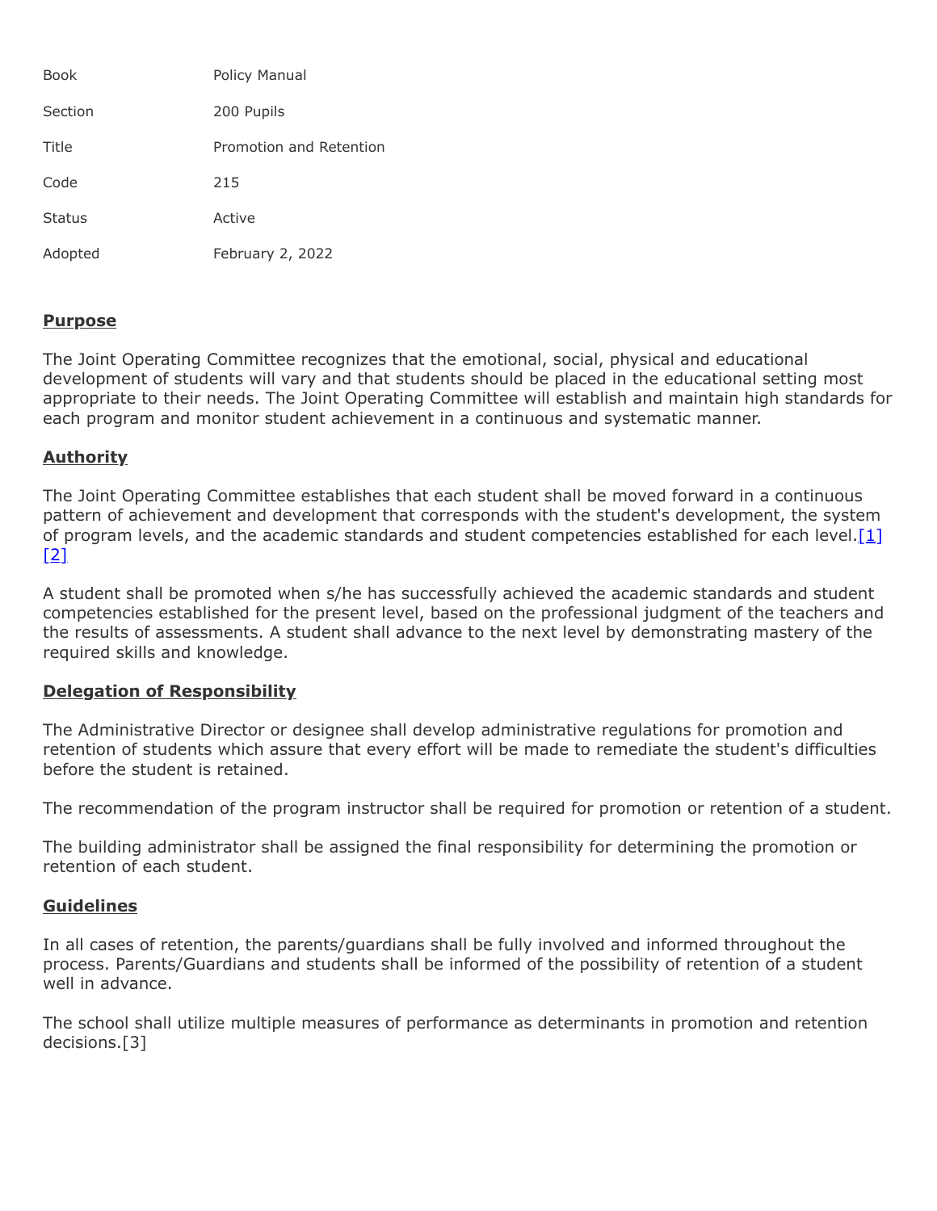| | |
|---|---|
| Book | Policy Manual |
| Section | 200 Pupils |
| Title | Promotion and Retention |
| Code | 215 |
| Status | Active |
| Adopted | February 2, 2022 |

## Purpose

The Joint Operating Committee recognizes that the emotional, social, physical and educational development of students will vary and that students should be placed in the educational setting most appropriate to their needs. The Joint Operating Committee will establish and maintain high standards for each program and monitor student achievement in a continuous and systematic manner.

## Authority

The Joint Operating Committee establishes that each student shall be moved forward in a continuous pattern of achievement and development that corresponds with the student's development, the system of program levels, and the academic standards and student competencies established for each level.[1][2]

A student shall be promoted when s/he has successfully achieved the academic standards and student competencies established for the present level, based on the professional judgment of the teachers and the results of assessments. A student shall advance to the next level by demonstrating mastery of the required skills and knowledge.

## Delegation of Responsibility

The Administrative Director or designee shall develop administrative regulations for promotion and retention of students which assure that every effort will be made to remediate the student's difficulties before the student is retained.

The recommendation of the program instructor shall be required for promotion or retention of a student.

The building administrator shall be assigned the final responsibility for determining the promotion or retention of each student.

## Guidelines

In all cases of retention, the parents/guardians shall be fully involved and informed throughout the process. Parents/Guardians and students shall be informed of the possibility of retention of a student well in advance.

The school shall utilize multiple measures of performance as determinants in promotion and retention decisions.[3]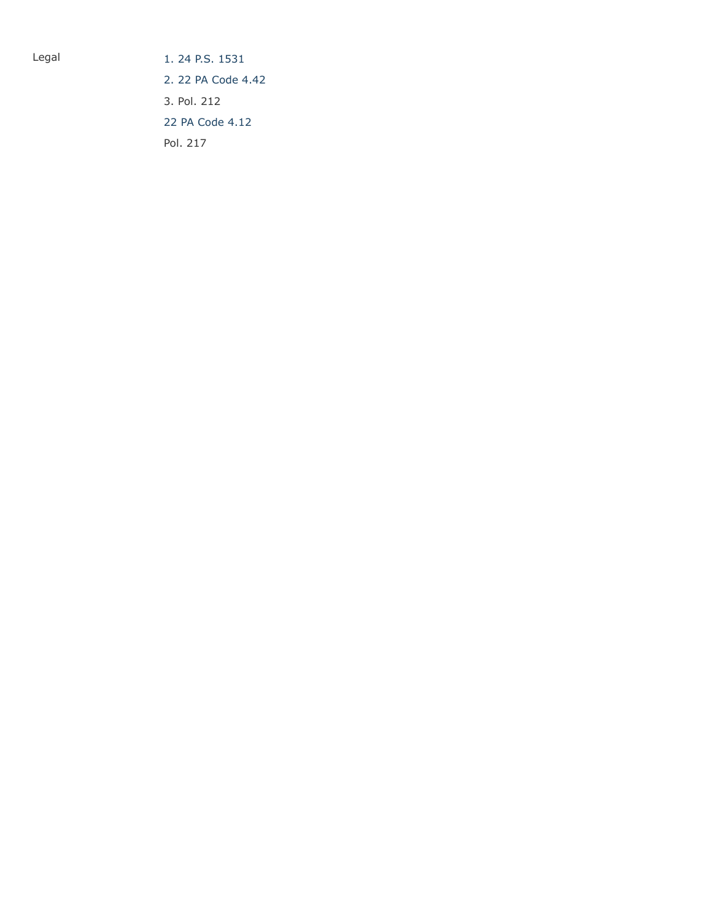Legal

1. 24 P.S. 1531

2. 22 PA Code 4.42

3. Pol. 212

22 PA Code 4.12

Pol. 217